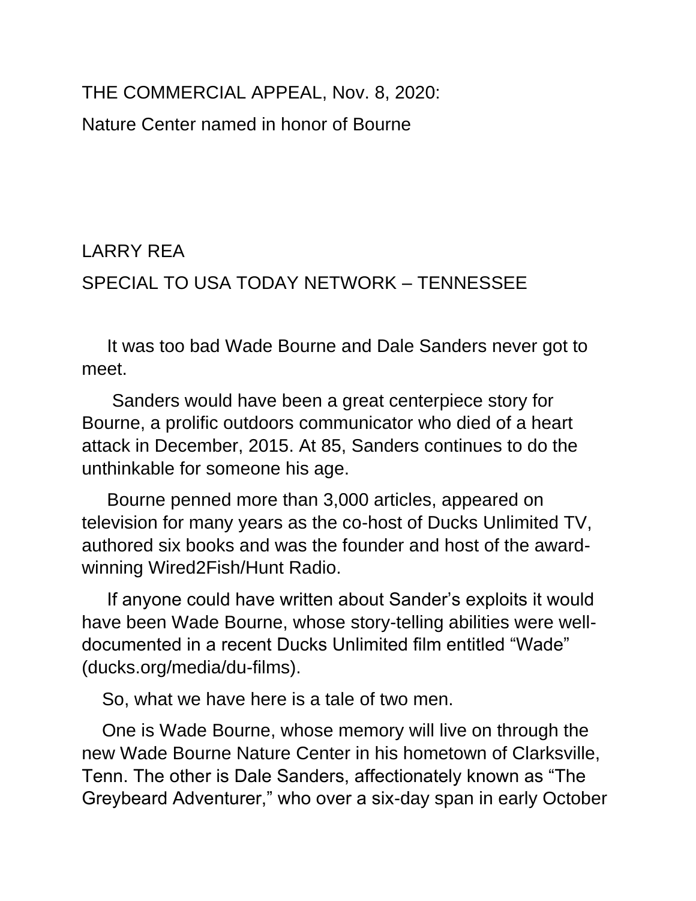THE COMMERCIAL APPEAL, Nov. 8, 2020:

# Nature Center named in honor of Bourne

LARRY REA

SPECIAL TO USA TODAY NETWORK – TENNESSEE

It was too bad Wade Bourne and Dale Sanders never got to meet.

Sanders would have been a great centerpiece story for Bourne, a prolific outdoors communicator who died of a heart attack in December, 2015. At 85, Sanders continues to do the unthinkable for someone his age.

Bourne penned more than 3,000 articles, appeared on television for many years as the co-host of Ducks Unlimited TV, authored six books and was the founder and host of the award-winning Wired2Fish/Hunt Radio.

If anyone could have written about Sander's exploits it would have been Wade Bourne, whose story-telling abilities were well-documented in a recent Ducks Unlimited film entitled "Wade" (ducks.org/media/du-films).

So, what we have here is a tale of two men.

One is Wade Bourne, whose memory will live on through the new Wade Bourne Nature Center in his hometown of Clarksville, Tenn. The other is Dale Sanders, affectionately known as "The Greybeard Adventurer," who over a six-day span in early October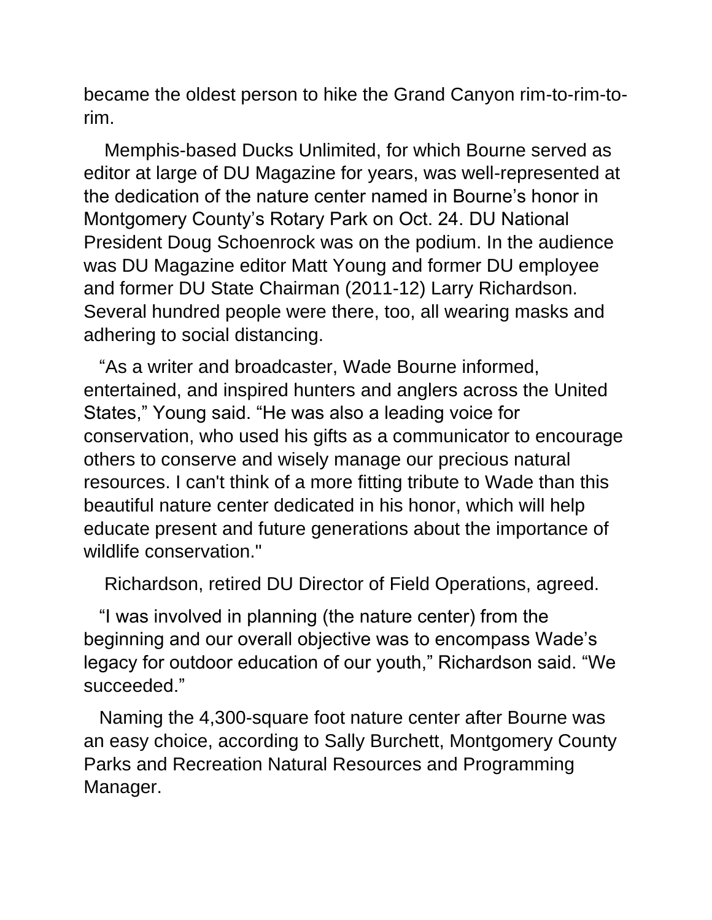became the oldest person to hike the Grand Canyon rim-to-rim-to-rim.

Memphis-based Ducks Unlimited, for which Bourne served as editor at large of DU Magazine for years, was well-represented at the dedication of the nature center named in Bourne's honor in Montgomery County's Rotary Park on Oct. 24. DU National President Doug Schoenrock was on the podium. In the audience was DU Magazine editor Matt Young and former DU employee and former DU State Chairman (2011-12) Larry Richardson. Several hundred people were there, too, all wearing masks and adhering to social distancing.

"As a writer and broadcaster, Wade Bourne informed, entertained, and inspired hunters and anglers across the United States," Young said. "He was also a leading voice for conservation, who used his gifts as a communicator to encourage others to conserve and wisely manage our precious natural resources. I can't think of a more fitting tribute to Wade than this beautiful nature center dedicated in his honor, which will help educate present and future generations about the importance of wildlife conservation."

Richardson, retired DU Director of Field Operations, agreed.

"I was involved in planning (the nature center) from the beginning and our overall objective was to encompass Wade's legacy for outdoor education of our youth," Richardson said. "We succeeded."

Naming the 4,300-square foot nature center after Bourne was an easy choice, according to Sally Burchett, Montgomery County Parks and Recreation Natural Resources and Programming Manager.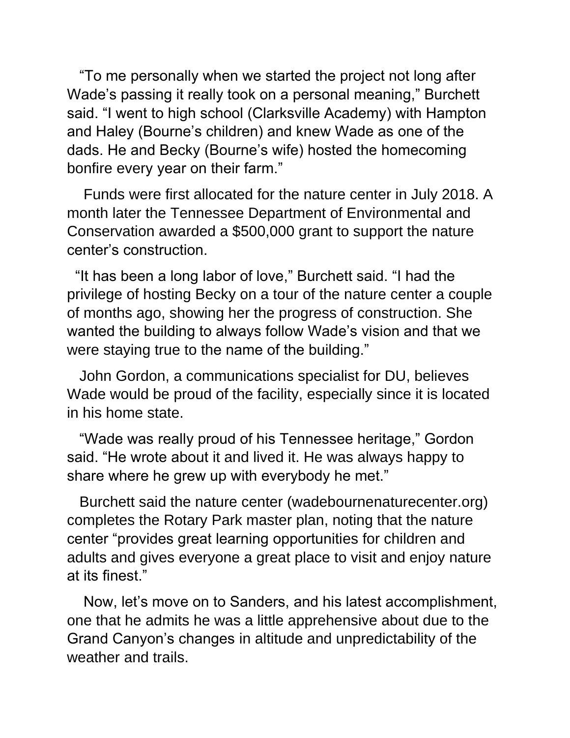"To me personally when we started the project not long after Wade's passing it really took on a personal meaning," Burchett said. "I went to high school (Clarksville Academy) with Hampton and Haley (Bourne's children) and knew Wade as one of the dads. He and Becky (Bourne's wife) hosted the homecoming bonfire every year on their farm."

Funds were first allocated for the nature center in July 2018. A month later the Tennessee Department of Environmental and Conservation awarded a $500,000 grant to support the nature center's construction.

"It has been a long labor of love," Burchett said. "I had the privilege of hosting Becky on a tour of the nature center a couple of months ago, showing her the progress of construction. She wanted the building to always follow Wade's vision and that we were staying true to the name of the building."

John Gordon, a communications specialist for DU, believes Wade would be proud of the facility, especially since it is located in his home state.

"Wade was really proud of his Tennessee heritage," Gordon said. "He wrote about it and lived it. He was always happy to share where he grew up with everybody he met."

Burchett said the nature center (wadebournenaturecenter.org) completes the Rotary Park master plan, noting that the nature center "provides great learning opportunities for children and adults and gives everyone a great place to visit and enjoy nature at its finest."

Now, let's move on to Sanders, and his latest accomplishment, one that he admits he was a little apprehensive about due to the Grand Canyon's changes in altitude and unpredictability of the weather and trails.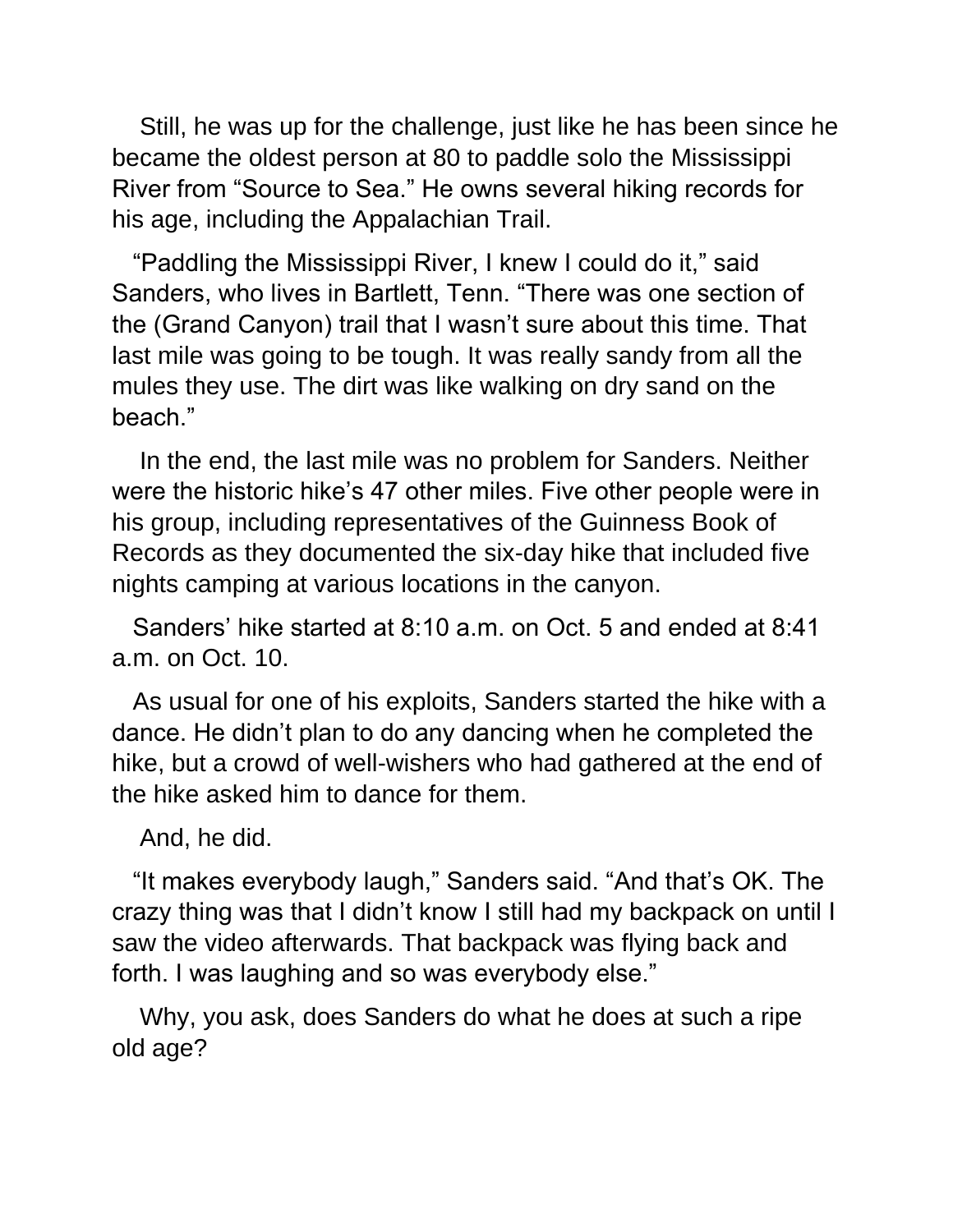Still, he was up for the challenge, just like he has been since he became the oldest person at 80 to paddle solo the Mississippi River from “Source to Sea.” He owns several hiking records for his age, including the Appalachian Trail.

“Paddling the Mississippi River, I knew I could do it,” said Sanders, who lives in Bartlett, Tenn. “There was one section of the (Grand Canyon) trail that I wasn’t sure about this time. That last mile was going to be tough. It was really sandy from all the mules they use. The dirt was like walking on dry sand on the beach.”

In the end, the last mile was no problem for Sanders. Neither were the historic hike’s 47 other miles. Five other people were in his group, including representatives of the Guinness Book of Records as they documented the six-day hike that included five nights camping at various locations in the canyon.

Sanders’ hike started at 8:10 a.m. on Oct. 5 and ended at 8:41 a.m. on Oct. 10.

As usual for one of his exploits, Sanders started the hike with a dance. He didn’t plan to do any dancing when he completed the hike, but a crowd of well-wishers who had gathered at the end of the hike asked him to dance for them.

And, he did.

“It makes everybody laugh,” Sanders said. “And that’s OK. The crazy thing was that I didn’t know I still had my backpack on until I saw the video afterwards. That backpack was flying back and forth. I was laughing and so was everybody else.”

Why, you ask, does Sanders do what he does at such a ripe old age?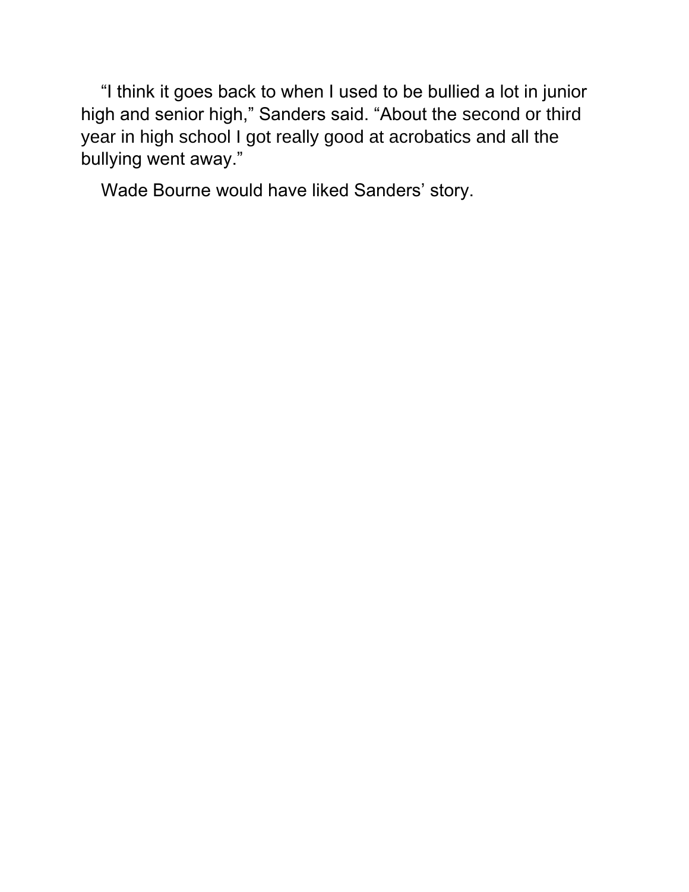"I think it goes back to when I used to be bullied a lot in junior high and senior high," Sanders said. "About the second or third year in high school I got really good at acrobatics and all the bullying went away."

Wade Bourne would have liked Sanders' story.